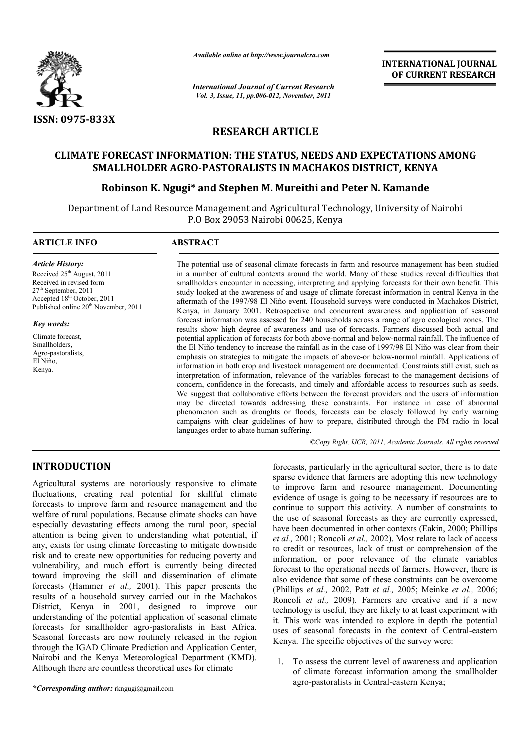ISSN: 0975-833X

*Available online at http://www.journalcra.com*

**INTERNATIONAL JOURNAL OF CURRENT RESEARCH**

## RESEARCH ARTICLE

# CLIMATE FORECAST INFORMATION: THE STATUS, NEEDS AND EXPECTATIONS AMONG SMALLHOLDER AGRO-PASTORALISTS IN MACHAKOS DISTRICT, KENYA

**Robinson K. Ngugi\* and Stephen M. Mureithi and Peter N. Kamande**

Department of Land Resource Management and Agricultural Technology, University of Nairobi
P.O Box 29053 Nairobi 00625, Kenya

**ARTICLE INFO**

*Article History:*

Received 25th August, 2011
Received in revised form 27th September, 2011
Accepted 18th October, 2011
Published online 20th November, 2011

*Key words:*

Climate forecast,
Smallholders,
Agro-pastoralists,
El Niño,
Kenya.

**ABSTRACT**

The potential use of seasonal climate forecasts in farm and resource management has been studied in a number of cultural contexts around the world. Many of these studies reveal difficulties that smallholders encounter in accessing, interpreting and applying forecasts for their own benefit. This study looked at the awareness of and usage of climate forecast information in central Kenya in the aftermath of the 1997/98 El Niño event. Household surveys were conducted in Machakos District, Kenya, in January 2001. Retrospective and concurrent awareness and application of seasonal forecast information was assessed for 240 households across a range of agro ecological zones. The results show high degree of awareness and use of forecasts. Farmers discussed both actual and potential application of forecasts for both above-normal and below-normal rainfall. The influence of the El Niño tendency to increase the rainfall as in the case of 1997/98 El Niño was clear from their emphasis on strategies to mitigate the impacts of above-or below-normal rainfall. Applications of information in both crop and livestock management are documented. Constraints still exist, such as interpretation of information, relevance of the variables forecast to the management decisions of concern, confidence in the forecasts, and timely and affordable access to resources such as seeds. We suggest that collaborative efforts between the forecast providers and the users of information may be directed towards addressing these constraints. For instance in case of abnormal phenomenon such as droughts or floods, forecasts can be closely followed by early warning campaigns with clear guidelines of how to prepare, distributed through the FM radio in local languages order to abate human suffering.

©Copy Right, IJCR, 2011, Academic Journals. All rights reserved

## INTRODUCTION

Agricultural systems are notoriously responsive to climate fluctuations, creating real potential for skillful climate forecasts to improve farm and resource management and the welfare of rural populations. Because climate shocks can have especially devastating effects among the rural poor, special attention is being given to understanding what potential, if any, exists for using climate forecasting to mitigate downside risk and to create new opportunities for reducing poverty and vulnerability, and much effort is currently being directed toward improving the skill and dissemination of climate forecasts (Hammer *et al.,* 2001). This paper presents the results of a household survey carried out in the Machakos District, Kenya in 2001, designed to improve our understanding of the potential application of seasonal climate forecasts for smallholder agro-pastoralists in East Africa. Seasonal forecasts are now routinely released in the region through the IGAD Climate Prediction and Application Center, Nairobi and the Kenya Meteorological Department (KMD). Although there are countless theoretical uses for climate forecasts, particularly in the agricultural sector, there is to date sparse evidence that farmers are adopting this new technology to improve farm and resource management. Documenting evidence of usage is going to be necessary if resources are to continue to support this activity. A number of constraints to the use of seasonal forecasts as they are currently expressed, have been documented in other contexts (Eakin, 2000; Phillips *et al.,* 2001; Roncoli *et al.,* 2002). Most relate to lack of access to credit or resources, lack of trust or comprehension of the information, or poor relevance of the climate variables forecast to the operational needs of farmers. However, there is also evidence that some of these constraints can be overcome (Phillips *et al.,* 2002, Patt *et al.,* 2005; Meinke *et al.,* 2006; Roncoli *et al.,* 2009). Farmers are creative and if a new technology is useful, they are likely to at least experiment with it. This work was intended to explore in depth the potential uses of seasonal forecasts in the context of Central-eastern Kenya. The specific objectives of the survey were:

1. To assess the current level of awareness and application of climate forecast information among the smallholder agro-pastoralists in Central-eastern Kenya;

*\*Corresponding author:* rkngugi@gmail.com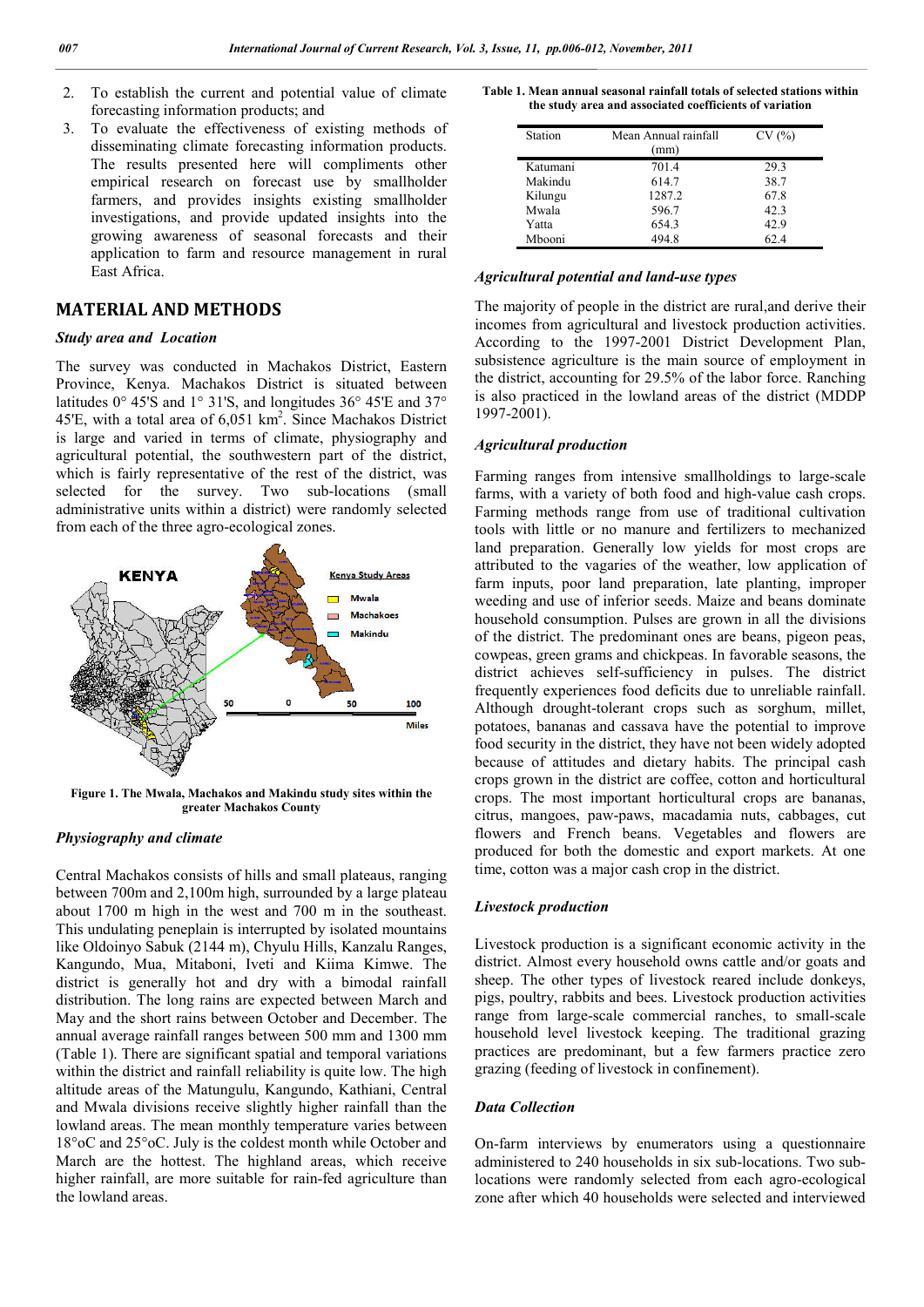2. To establish the current and potential value of climate forecasting information products; and
3. To evaluate the effectiveness of existing methods of disseminating climate forecasting information products. The results presented here will compliments other empirical research on forecast use by smallholder farmers, and provides insights existing smallholder investigations, and provide updated insights into the growing awareness of seasonal forecasts and their application to farm and resource management in rural East Africa.

## MATERIAL AND METHODS

### *Study area and Location*

The survey was conducted in Machakos District, Eastern Province, Kenya. Machakos District is situated between latitudes 0° 45'S and 1° 31'S, and longitudes 36° 45'E and 37° 45'E, with a total area of 6,051 km$^2$. Since Machakos District is large and varied in terms of climate, physiography and agricultural potential, the southwestern part of the district, which is fairly representative of the rest of the district, was selected for the survey. Two sub-locations (small administrative units within a district) were randomly selected from each of the three agro-ecological zones.

**Figure 1. The Mwala, Machakos and Makindu study sites within the greater Machakos County**

### *Physiography and climate*

Central Machakos consists of hills and small plateaus, ranging between 700m and 2,100m high, surrounded by a large plateau about 1700 m high in the west and 700 m in the southeast. This undulating peneplain is interrupted by isolated mountains like Oldoinyo Sabuk (2144 m), Chyulu Hills, Kanzalu Ranges, Kangundo, Mua, Mitaboni, Iveti and Kiima Kimwe. The district is generally hot and dry with a bimodal rainfall distribution. The long rains are expected between March and May and the short rains between October and December. The annual average rainfall ranges between 500 mm and 1300 mm (Table 1). There are significant spatial and temporal variations within the district and rainfall reliability is quite low. The high altitude areas of the Matungulu, Kangundo, Kathiani, Central and Mwala divisions receive slightly higher rainfall than the lowland areas. The mean monthly temperature varies between 18°oC and 25°oC. July is the coldest month while October and March are the hottest. The highland areas, which receive higher rainfall, are more suitable for rain-fed agriculture than the lowland areas.

**Table 1. Mean annual seasonal rainfall totals of selected stations within the study area and associated coefficients of variation**

| Station | Mean Annual rainfall (mm) | CV (%) |
|---|---|---|
| Katumani | 701.4 | 29.3 |
| Makindu | 614.7 | 38.7 |
| Kilungu | 1287.2 | 67.8 |
| Mwala | 596.7 | 42.3 |
| Yatta | 654.3 | 42.9 |
| Mbooni | 494.8 | 62.4 |

### *Agricultural potential and land-use types*

The majority of people in the district are rural,and derive their incomes from agricultural and livestock production activities. According to the 1997-2001 District Development Plan, subsistence agriculture is the main source of employment in the district, accounting for 29.5% of the labor force. Ranching is also practiced in the lowland areas of the district (MDDP 1997-2001).

### *Agricultural production*

Farming ranges from intensive smallholdings to large-scale farms, with a variety of both food and high-value cash crops. Farming methods range from use of traditional cultivation tools with little or no manure and fertilizers to mechanized land preparation. Generally low yields for most crops are attributed to the vagaries of the weather, low application of farm inputs, poor land preparation, late planting, improper weeding and use of inferior seeds. Maize and beans dominate household consumption. Pulses are grown in all the divisions of the district. The predominant ones are beans, pigeon peas, cowpeas, green grams and chickpeas. In favorable seasons, the district achieves self-sufficiency in pulses. The district frequently experiences food deficits due to unreliable rainfall. Although drought-tolerant crops such as sorghum, millet, potatoes, bananas and cassava have the potential to improve food security in the district, they have not been widely adopted because of attitudes and dietary habits. The principal cash crops grown in the district are coffee, cotton and horticultural crops. The most important horticultural crops are bananas, citrus, mangoes, paw-paws, macadamia nuts, cabbages, cut flowers and French beans. Vegetables and flowers are produced for both the domestic and export markets. At one time, cotton was a major cash crop in the district.

### *Livestock production*

Livestock production is a significant economic activity in the district. Almost every household owns cattle and/or goats and sheep. The other types of livestock reared include donkeys, pigs, poultry, rabbits and bees. Livestock production activities range from large-scale commercial ranches, to small-scale household level livestock keeping. The traditional grazing practices are predominant, but a few farmers practice zero grazing (feeding of livestock in confinement).

### *Data Collection*

On-farm interviews by enumerators using a questionnaire administered to 240 households in six sub-locations. Two sub-locations were randomly selected from each agro-ecological zone after which 40 households were selected and interviewed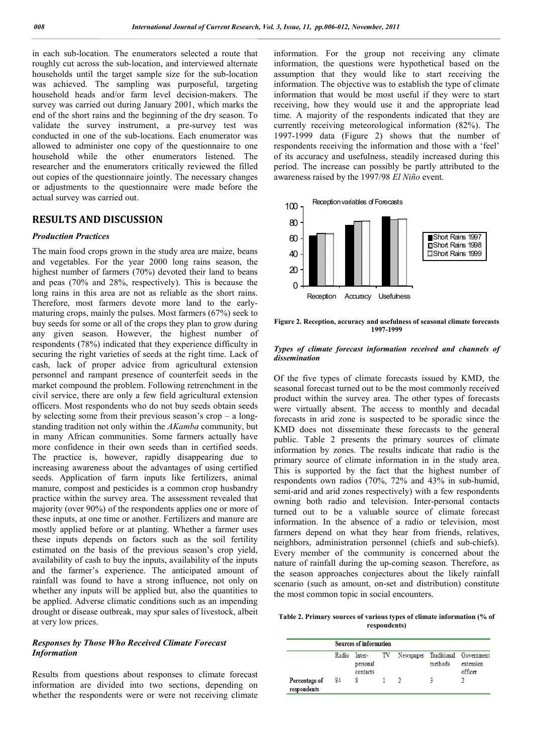in each sub-location. The enumerators selected a route that roughly cut across the sub-location, and interviewed alternate households until the target sample size for the sub-location was achieved. The sampling was purposeful, targeting household heads and/or farm level decision-makers. The survey was carried out during January 2001, which marks the end of the short rains and the beginning of the dry season. To validate the survey instrument, a pre-survey test was conducted in one of the sub-locations. Each enumerator was allowed to administer one copy of the questionnaire to one household while the other enumerators listened. The researcher and the enumerators critically reviewed the filled out copies of the questionnaire jointly. The necessary changes or adjustments to the questionnaire were made before the actual survey was carried out.

## RESULTS AND DISCUSSION

### *Production Practices*

The main food crops grown in the study area are maize, beans and vegetables. For the year 2000 long rains season, the highest number of farmers (70%) devoted their land to beans and peas (70% and 28%, respectively). This is because the long rains in this area are not as reliable as the short rains. Therefore, most farmers devote more land to the early-maturing crops, mainly the pulses. Most farmers (67%) seek to buy seeds for some or all of the crops they plan to grow during any given season. However, the highest number of respondents (78%) indicated that they experience difficulty in securing the right varieties of seeds at the right time. Lack of cash, lack of proper advice from agricultural extension personnel and rampant presence of counterfeit seeds in the market compound the problem. Following retrenchment in the civil service, there are only a few field agricultural extension officers. Most respondents who do not buy seeds obtain seeds by selecting some from their previous season's crop – a long-standing tradition not only within the *AKamba* community, but in many African communities. Some farmers actually have more confidence in their own seeds than in certified seeds. The practice is, however, rapidly disappearing due to increasing awareness about the advantages of using certified seeds. Application of farm inputs like fertilizers, animal manure, compost and pesticides is a common crop husbandry practice within the survey area. The assessment revealed that majority (over 90%) of the respondents applies one or more of these inputs, at one time or another. Fertilizers and manure are mostly applied before or at planting. Whether a farmer uses these inputs depends on factors such as the soil fertility estimated on the basis of the previous season's crop yield, availability of cash to buy the inputs, availability of the inputs and the farmer's experience. The anticipated amount of rainfall was found to have a strong influence, not only on whether any inputs will be applied but, also the quantities to be applied. Adverse climatic conditions such as an impending drought or disease outbreak, may spur sales of livestock, albeit at very low prices.

### *Responses by Those Who Received Climate Forecast Information*

Results from questions about responses to climate forecast information are divided into two sections, depending on whether the respondents were or were not receiving climate information. For the group not receiving any climate information, the questions were hypothetical based on the assumption that they would like to start receiving the information. The objective was to establish the type of climate information that would be most useful if they were to start receiving, how they would use it and the appropriate lead time. A majority of the respondents indicated that they are currently receiving meteorological information (82%). The 1997-1999 data (Figure 2) shows that the number of respondents receiving the information and those with a 'feel' of its accuracy and usefulness, steadily increased during this period. The increase can possibly be partly attributed to the awareness raised by the 1997/98 *El Niño* event.

**Figure 2. Reception, accuracy and usefulness of seasonal climate forecasts 1997-1999**

### *Types of climate forecast information received and channels of dissemination*

Of the five types of climate forecasts issued by KMD, the seasonal forecast turned out to be the most commonly received product within the survey area. The other types of forecasts were virtually absent. The access to monthly and decadal forecasts in arid zone is suspected to be sporadic since the KMD does not disseminate these forecasts to the general public. Table 2 presents the primary sources of climate information by zones. The results indicate that radio is the primary source of climate information in in the study area. This is supported by the fact that the highest number of respondents own radios (70%, 72% and 43% in sub-humid, semi-arid and arid zones respectively) with a few respondents owning both radio and television. Inter-personal contacts turned out to be a valuable source of climate forecast information. In the absence of a radio or television, most farmers depend on what they hear from friends, relatives, neighbors, administration personnel (chiefs and sub-chiefs). Every member of the community is concerned about the nature of rainfall during the up-coming season. Therefore, as the season approaches conjectures about the likely rainfall scenario (such as amount, on-set and distribution) constitute the most common topic in social encounters.

**Table 2. Primary sources of various types of climate information (% of respondents)**

| | Sources of information | | | | | |
|---|---|---|---|---|---|---|
| | Radio | Inter-personal contacts | TV | Newspaper | Traditional methods | Government extension officer |
| Percentage of respondents | 84 | 8 | 1 | 2 | 3 | 2 |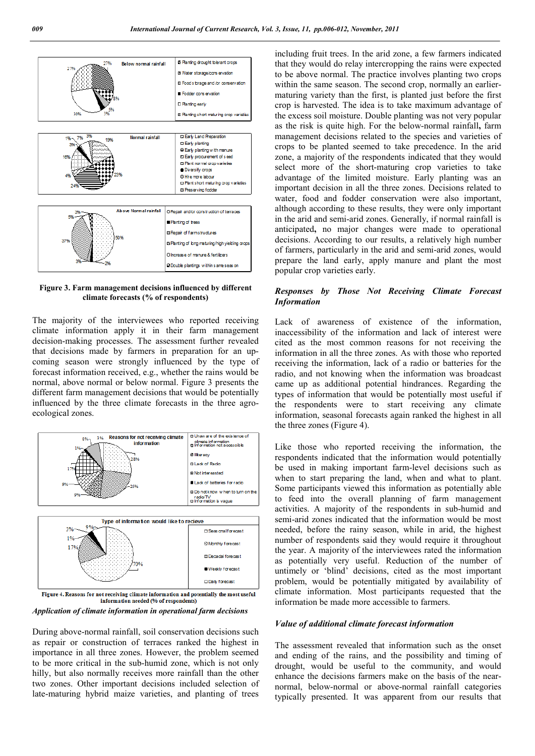Figure 3. Farm management decisions influenced by different climate forecasts (% of respondents)

The majority of the interviewees who reported receiving climate information apply it in their farm management decision-making processes. The assessment further revealed that decisions made by farmers in preparation for an up-coming season were strongly influenced by the type of forecast information received, e.g., whether the rains would be normal, above normal or below normal. Figure 3 presents the different farm management decisions that would be potentially influenced by the three climate forecasts in the three agro-ecological zones.

Figure 4. Reasons for not receiving climate information and potentially the most useful information needed (% of respondents)

*Application of climate information in operational farm decisions*

During above-normal rainfall, soil conservation decisions such as repair or construction of terraces ranked the highest in importance in all three zones. However, the problem seemed to be more critical in the sub-humid zone, which is not only hilly, but also normally receives more rainfall than the other two zones. Other important decisions included selection of late-maturing hybrid maize varieties, and planting of trees including fruit trees. In the arid zone, a few farmers indicated that they would do relay intercropping the rains were expected to be above normal. The practice involves planting two crops within the same season. The second crop, normally an earlier-maturing variety than the first, is planted just before the first crop is harvested. The idea is to take maximum advantage of the excess soil moisture. Double planting was not very popular as the risk is quite high. For the below-normal rainfall**,** farm management decisions related to the species and varieties of crops to be planted seemed to take precedence. In the arid zone, a majority of the respondents indicated that they would select more of the short-maturing crop varieties to take advantage of the limited moisture. Early planting was an important decision in all the three zones. Decisions related to water, food and fodder conservation were also important, although according to these results, they were only important in the arid and semi-arid zones. Generally, if normal rainfall is anticipated**,** no major changes were made to operational decisions. According to our results, a relatively high number of farmers, particularly in the arid and semi-arid zones, would prepare the land early, apply manure and plant the most popular crop varieties early.

*Responses by Those Not Receiving Climate Forecast Information*

Lack of awareness of existence of the information, inaccessibility of the information and lack of interest were cited as the most common reasons for not receiving the information in all the three zones. As with those who reported receiving the information, lack of a radio or batteries for the radio, and not knowing when the information was broadcast came up as additional potential hindrances. Regarding the types of information that would be potentially most useful if the respondents were to start receiving any climate information, seasonal forecasts again ranked the highest in all the three zones (Figure 4).

Like those who reported receiving the information, the respondents indicated that the information would potentially be used in making important farm-level decisions such as when to start preparing the land, when and what to plant. Some participants viewed this information as potentially able to feed into the overall planning of farm management activities. A majority of the respondents in sub-humid and semi-arid zones indicated that the information would be most needed, before the rainy season, while in arid, the highest number of respondents said they would require it throughout the year. A majority of the interviewees rated the information as potentially very useful. Reduction of the number of untimely or 'blind' decisions, cited as the most important problem, would be potentially mitigated by availability of climate information. Most participants requested that the information be made more accessible to farmers.

*Value of additional climate forecast information*

The assessment revealed that information such as the onset and ending of the rains, and the possibility and timing of drought, would be useful to the community, and would enhance the decisions farmers make on the basis of the near-normal, below-normal or above-normal rainfall categories typically presented. It was apparent from our results that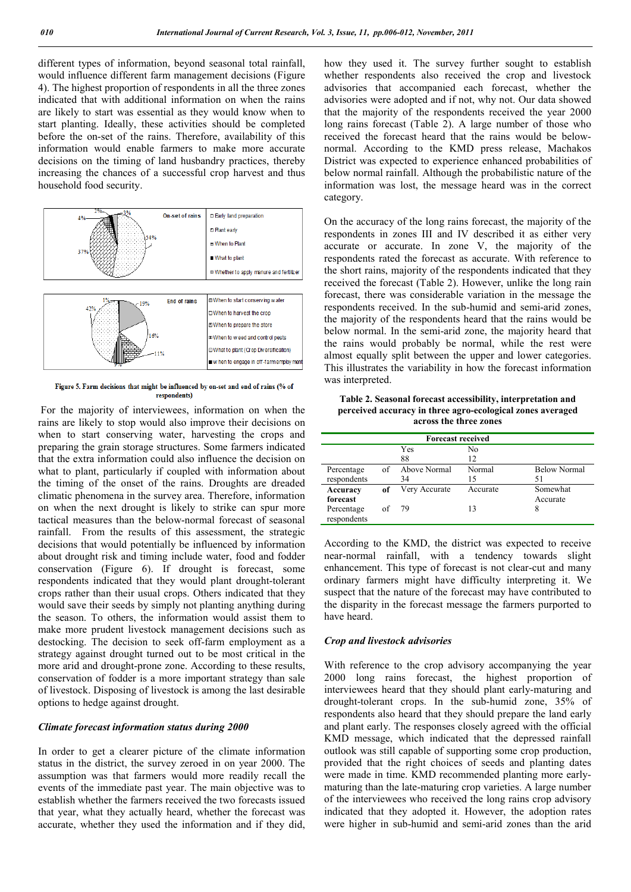different types of information, beyond seasonal total rainfall, would influence different farm management decisions (Figure 4). The highest proportion of respondents in all the three zones indicated that with additional information on when the rains are likely to start was essential as they would know when to start planting. Ideally, these activities should be completed before the on-set of the rains. Therefore, availability of this information would enable farmers to make more accurate decisions on the timing of land husbandry practices, thereby increasing the chances of a successful crop harvest and thus household food security.

Figure 5. Farm decisions that might be influenced by on-set and end of rains (% of respondents)

For the majority of interviewees, information on when the rains are likely to stop would also improve their decisions on when to start conserving water, harvesting the crops and preparing the grain storage structures. Some farmers indicated that the extra information could also influence the decision on what to plant, particularly if coupled with information about the timing of the onset of the rains. Droughts are dreaded climatic phenomena in the survey area. Therefore, information on when the next drought is likely to strike can spur more tactical measures than the below-normal forecast of seasonal rainfall. From the results of this assessment, the strategic decisions that would potentially be influenced by information about drought risk and timing include water, food and fodder conservation (Figure 6). If drought is forecast, some respondents indicated that they would plant drought-tolerant crops rather than their usual crops. Others indicated that they would save their seeds by simply not planting anything during the season. To others, the information would assist them to make more prudent livestock management decisions such as destocking. The decision to seek off-farm employment as a strategy against drought turned out to be most critical in the more arid and drought-prone zone. According to these results, conservation of fodder is a more important strategy than sale of livestock. Disposing of livestock is among the last desirable options to hedge against drought.

### *Climate forecast information status during 2000*

In order to get a clearer picture of the climate information status in the district, the survey zeroed in on year 2000. The assumption was that farmers would more readily recall the events of the immediate past year. The main objective was to establish whether the farmers received the two forecasts issued that year, what they actually heard, whether the forecast was accurate, whether they used the information and if they did, how they used it. The survey further sought to establish whether respondents also received the crop and livestock advisories that accompanied each forecast, whether the advisories were adopted and if not, why not. Our data showed that the majority of the respondents received the year 2000 long rains forecast (Table 2). A large number of those who received the forecast heard that the rains would be below-normal. According to the KMD press release, Machakos District was expected to experience enhanced probabilities of below normal rainfall. Although the probabilistic nature of the information was lost, the message heard was in the correct category.

On the accuracy of the long rains forecast, the majority of the respondents in zones III and IV described it as either very accurate or accurate. In zone V, the majority of the respondents rated the forecast as accurate. With reference to the short rains, majority of the respondents indicated that they received the forecast (Table 2). However, unlike the long rain forecast, there was considerable variation in the message the respondents received. In the sub-humid and semi-arid zones, the majority of the respondents heard that the rains would be below normal. In the semi-arid zone, the majority heard that the rains would probably be normal, while the rest were almost equally split between the upper and lower categories. This illustrates the variability in how the forecast information was interpreted.

**Table 2. Seasonal forecast accessibility, interpretation and perceived accuracy in three agro-ecological zones averaged across the three zones**

| | Forecast received | | |
|---|---|---|---|
| | Yes<br>88 | No<br>12 | |
| Percentage of respondents | Above Normal<br>34 | Normal<br>15 | Below Normal<br>51 |
| **Accuracy of forecast** | Very Accurate | Accurate | Somewhat Accurate |
| Percentage of respondents | 79 | 13 | 8 |

According to the KMD, the district was expected to receive near-normal rainfall, with a tendency towards slight enhancement. This type of forecast is not clear-cut and many ordinary farmers might have difficulty interpreting it. We suspect that the nature of the forecast may have contributed to the disparity in the forecast message the farmers purported to have heard.

### *Crop and livestock advisories*

With reference to the crop advisory accompanying the year 2000 long rains forecast, the highest proportion of interviewees heard that they should plant early-maturing and drought-tolerant crops. In the sub-humid zone, 35% of respondents also heard that they should prepare the land early and plant early. The responses closely agreed with the official KMD message, which indicated that the depressed rainfall outlook was still capable of supporting some crop production, provided that the right choices of seeds and planting dates were made in time. KMD recommended planting more early-maturing than the late-maturing crop varieties. A large number of the interviewees who received the long rains crop advisory indicated that they adopted it. However, the adoption rates were higher in sub-humid and semi-arid zones than the arid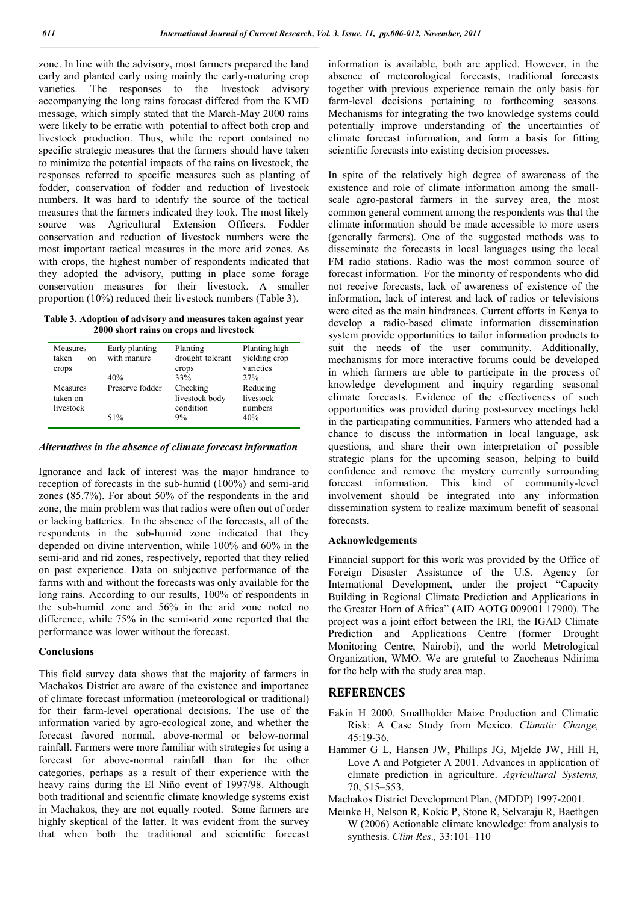zone. In line with the advisory, most farmers prepared the land early and planted early using mainly the early-maturing crop varieties. The responses to the livestock advisory accompanying the long rains forecast differed from the KMD message, which simply stated that the March-May 2000 rains were likely to be erratic with potential to affect both crop and livestock production. Thus, while the report contained no specific strategic measures that the farmers should have taken to minimize the potential impacts of the rains on livestock, the responses referred to specific measures such as planting of fodder, conservation of fodder and reduction of livestock numbers. It was hard to identify the source of the tactical measures that the farmers indicated they took. The most likely source was Agricultural Extension Officers. Fodder conservation and reduction of livestock numbers were the most important tactical measures in the more arid zones. As with crops, the highest number of respondents indicated that they adopted the advisory, putting in place some forage conservation measures for their livestock. A smaller proportion (10%) reduced their livestock numbers (Table 3).

**Table 3. Adoption of advisory and measures taken against year 2000 short rains on crops and livestock**

| Measures taken on crops | Early planting with manure | Planting drought tolerant crops | Planting high yielding crop varieties |
|---|---|---|---|
| | 40% | 33% | 27% |
| Measures taken on livestock | Preserve fodder | Checking livestock body condition | Reducing livestock numbers |
| | 51% | 9% | 40% |

### *Alternatives in the absence of climate forecast information*

Ignorance and lack of interest was the major hindrance to reception of forecasts in the sub-humid (100%) and semi-arid zones (85.7%). For about 50% of the respondents in the arid zone, the main problem was that radios were often out of order or lacking batteries. In the absence of the forecasts, all of the respondents in the sub-humid zone indicated that they depended on divine intervention, while 100% and 60% in the semi-arid and rid zones, respectively, reported that they relied on past experience. Data on subjective performance of the farms with and without the forecasts was only available for the long rains. According to our results, 100% of respondents in the sub-humid zone and 56% in the arid zone noted no difference, while 75% in the semi-arid zone reported that the performance was lower without the forecast.

### Conclusions

This field survey data shows that the majority of farmers in Machakos District are aware of the existence and importance of climate forecast information (meteorological or traditional) for their farm-level operational decisions. The use of the information varied by agro-ecological zone, and whether the forecast favored normal, above-normal or below-normal rainfall. Farmers were more familiar with strategies for using a forecast for above-normal rainfall than for the other categories, perhaps as a result of their experience with the heavy rains during the El Niño event of 1997/98. Although both traditional and scientific climate knowledge systems exist in Machakos, they are not equally rooted. Some farmers are highly skeptical of the latter. It was evident from the survey that when both the traditional and scientific forecast information is available, both are applied. However, in the absence of meteorological forecasts, traditional forecasts together with previous experience remain the only basis for farm-level decisions pertaining to forthcoming seasons. Mechanisms for integrating the two knowledge systems could potentially improve understanding of the uncertainties of climate forecast information, and form a basis for fitting scientific forecasts into existing decision processes.

In spite of the relatively high degree of awareness of the existence and role of climate information among the small-scale agro-pastoral farmers in the survey area, the most common general comment among the respondents was that the climate information should be made accessible to more users (generally farmers). One of the suggested methods was to disseminate the forecasts in local languages using the local FM radio stations. Radio was the most common source of forecast information. For the minority of respondents who did not receive forecasts, lack of awareness of existence of the information, lack of interest and lack of radios or televisions were cited as the main hindrances. Current efforts in Kenya to develop a radio-based climate information dissemination system provide opportunities to tailor information products to suit the needs of the user community. Additionally, mechanisms for more interactive forums could be developed in which farmers are able to participate in the process of knowledge development and inquiry regarding seasonal climate forecasts. Evidence of the effectiveness of such opportunities was provided during post-survey meetings held in the participating communities. Farmers who attended had a chance to discuss the information in local language, ask questions, and share their own interpretation of possible strategic plans for the upcoming season, helping to build confidence and remove the mystery currently surrounding forecast information. This kind of community-level involvement should be integrated into any information dissemination system to realize maximum benefit of seasonal forecasts.

### Acknowledgements

Financial support for this work was provided by the Office of Foreign Disaster Assistance of the U.S. Agency for International Development, under the project "Capacity Building in Regional Climate Prediction and Applications in the Greater Horn of Africa" (AID AOTG 009001 17900). The project was a joint effort between the IRI, the IGAD Climate Prediction and Applications Centre (former Drought Monitoring Centre, Nairobi), and the world Metrological Organization, WMO. We are grateful to Zaccheaus Ndirima for the help with the study area map.

## REFERENCES

Eakin H 2000. Smallholder Maize Production and Climatic Risk: A Case Study from Mexico. *Climatic Change,* 45:19-36.

Hammer G L, Hansen JW, Phillips JG, Mjelde JW, Hill H, Love A and Potgieter A 2001. Advances in application of climate prediction in agriculture. *Agricultural Systems,* 70, 515–553.

Machakos District Development Plan, (MDDP) 1997-2001.

Meinke H, Nelson R, Kokic P, Stone R, Selvaraju R, Baethgen W (2006) Actionable climate knowledge: from analysis to synthesis. *Clim Res.,* 33:101–110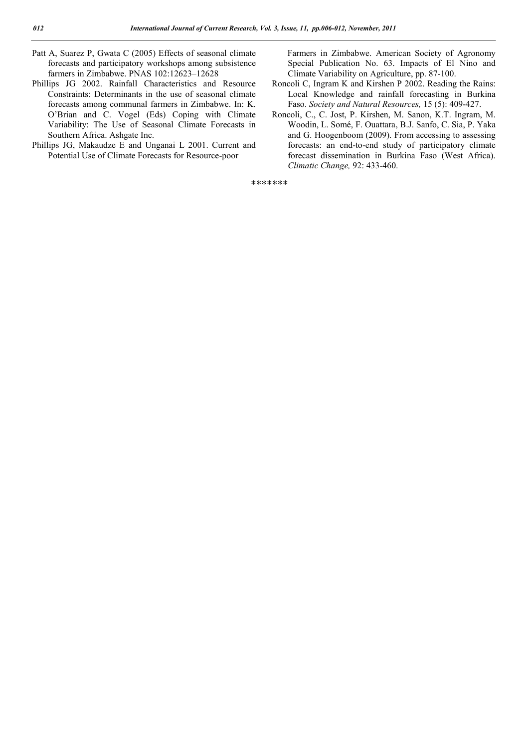Patt A, Suarez P, Gwata C (2005) Effects of seasonal climate forecasts and participatory workshops among subsistence farmers in Zimbabwe. PNAS 102:12623–12628

Phillips JG 2002. Rainfall Characteristics and Resource Constraints: Determinants in the use of seasonal climate forecasts among communal farmers in Zimbabwe. In: K. O'Brian and C. Vogel (Eds) Coping with Climate Variability: The Use of Seasonal Climate Forecasts in Southern Africa. Ashgate Inc.

Phillips JG, Makaudze E and Unganai L 2001. Current and Potential Use of Climate Forecasts for Resource-poor Farmers in Zimbabwe. American Society of Agronomy Special Publication No. 63. Impacts of El Nino and Climate Variability on Agriculture, pp. 87-100.

Roncoli C, Ingram K and Kirshen P 2002. Reading the Rains: Local Knowledge and rainfall forecasting in Burkina Faso. *Society and Natural Resources,* 15 (5): 409-427.

Roncoli, C., C. Jost, P. Kirshen, M. Sanon, K.T. Ingram, M. Woodin, L. Somé, F. Ouattara, B.J. Sanfo, C. Sia, P. Yaka and G. Hoogenboom (2009). From accessing to assessing forecasts: an end-to-end study of participatory climate forecast dissemination in Burkina Faso (West Africa). *Climatic Change,* 92: 433-460.

*******